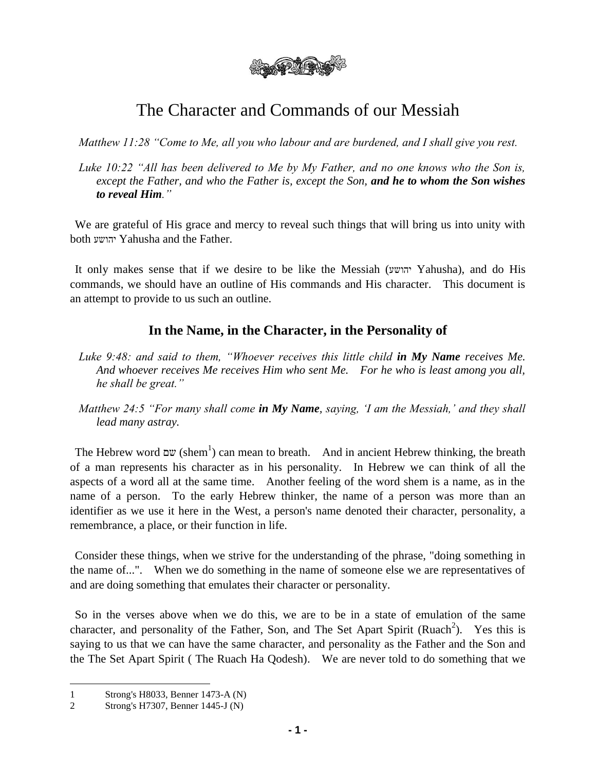# The Character and Commands of our Messiah

*Matthew 11:28 "Come to Me, all you who labour and are burdened, and I shall give you rest.*

*Luke 10:22 "All has been delivered to Me by My Father, and no one knows who the Son is, except the Father, and who the Father is, except the Son,* ***and he to whom the Son wishes to reveal Him****."*

We are grateful of His grace and mercy to reveal such things that will bring us into unity with both יהושע Yahusha and the Father.

It only makes sense that if we desire to be like the Messiah (יהושע Yahusha), and do His commands, we should have an outline of His commands and His character. This document is an attempt to provide to us such an outline.

## In the Name, in the Character, in the Personality of

*Luke 9:48: and said to them, "Whoever receives this little child* ***in My Name*** *receives Me. And whoever receives Me receives Him who sent Me. For he who is least among you all, he shall be great."*

*Matthew 24:5 "For many shall come* ***in My Name****, saying, 'I am the Messiah,' and they shall lead many astray.*

The Hebrew word שם (shem[1]) can mean to breath. And in ancient Hebrew thinking, the breath of a man represents his character as in his personality. In Hebrew we can think of all the aspects of a word all at the same time. Another feeling of the word shem is a name, as in the name of a person. To the early Hebrew thinker, the name of a person was more than an identifier as we use it here in the West, a person's name denoted their character, personality, a remembrance, a place, or their function in life.

Consider these things, when we strive for the understanding of the phrase, "doing something in the name of...". When we do something in the name of someone else we are representatives of and are doing something that emulates their character or personality.

So in the verses above when we do this, we are to be in a state of emulation of the same character, and personality of the Father, Son, and The Set Apart Spirit (Ruach[2]). Yes this is saying to us that we can have the same character, and personality as the Father and the Son and the The Set Apart Spirit ( The Ruach Ha Qodesh). We are never told to do something that we

1 Strong's H8033, Benner 1473-A (N)

2 Strong's H7307, Benner 1445-J (N)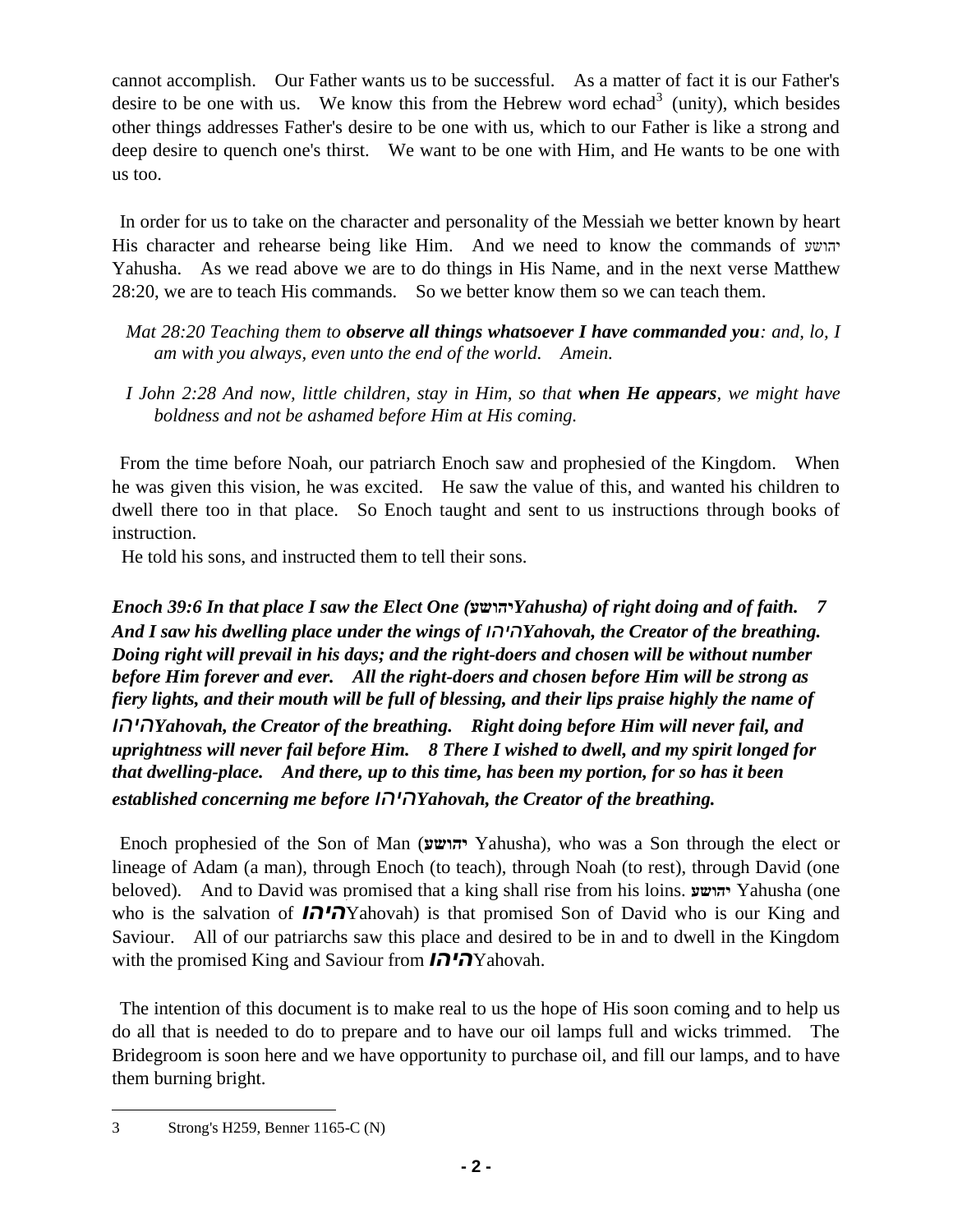cannot accomplish. Our Father wants us to be successful. As a matter of fact it is our Father's desire to be one with us. We know this from the Hebrew word echad[3] (unity), which besides other things addresses Father's desire to be one with us, which to our Father is like a strong and deep desire to quench one's thirst. We want to be one with Him, and He wants to be one with us too.

In order for us to take on the character and personality of the Messiah we better known by heart His character and rehearse being like Him. And we need to know the commands of יהושע Yahusha. As we read above we are to do things in His Name, and in the next verse Matthew 28:20, we are to teach His commands. So we better know them so we can teach them.

> *Mat 28:20 Teaching them to **observe all things whatsoever I have commanded you**: and, lo, I am with you always, even unto the end of the world. Amein.*

> *I John 2:28 And now, little children, stay in Him, so that **when He appears**, we might have boldness and not be ashamed before Him at His coming.*

From the time before Noah, our patriarch Enoch saw and prophesied of the Kingdom. When he was given this vision, he was excited. He saw the value of this, and wanted his children to dwell there too in that place. So Enoch taught and sent to us instructions through books of instruction.

He told his sons, and instructed them to tell their sons.

***Enoch 39:6 In that place I saw the Elect One (יהושע Yahusha) of right doing and of faith. 7 And I saw his dwelling place under the wings of יהוה Yahovah, the Creator of the breathing. Doing right will prevail in his days; and the right-doers and chosen will be without number before Him forever and ever. All the right-doers and chosen before Him will be strong as fiery lights, and their mouth will be full of blessing, and their lips praise highly the name of יהוה Yahovah, the Creator of the breathing. Right doing before Him will never fail, and uprightness will never fail before Him. 8 There I wished to dwell, and my spirit longed for that dwelling-place. And there, up to this time, has been my portion, for so has it been established concerning me before יהוה Yahovah, the Creator of the breathing.***

Enoch prophesied of the Son of Man (**יהושע** Yahusha), who was a Son through the elect or lineage of Adam (a man), through Enoch (to teach), through Noah (to rest), through David (one beloved). And to David was promised that a king shall rise from his loins. **יהושע** Yahusha (one who is the salvation of **יהוה**Yahovah) is that promised Son of David who is our King and Saviour. All of our patriarchs saw this place and desired to be in and to dwell in the Kingdom with the promised King and Saviour from **יהוה**Yahovah.

The intention of this document is to make real to us the hope of His soon coming and to help us do all that is needed to do to prepare and to have our oil lamps full and wicks trimmed. The Bridegroom is soon here and we have opportunity to purchase oil, and fill our lamps, and to have them burning bright.

---

3 Strong's H259, Benner 1165-C (N)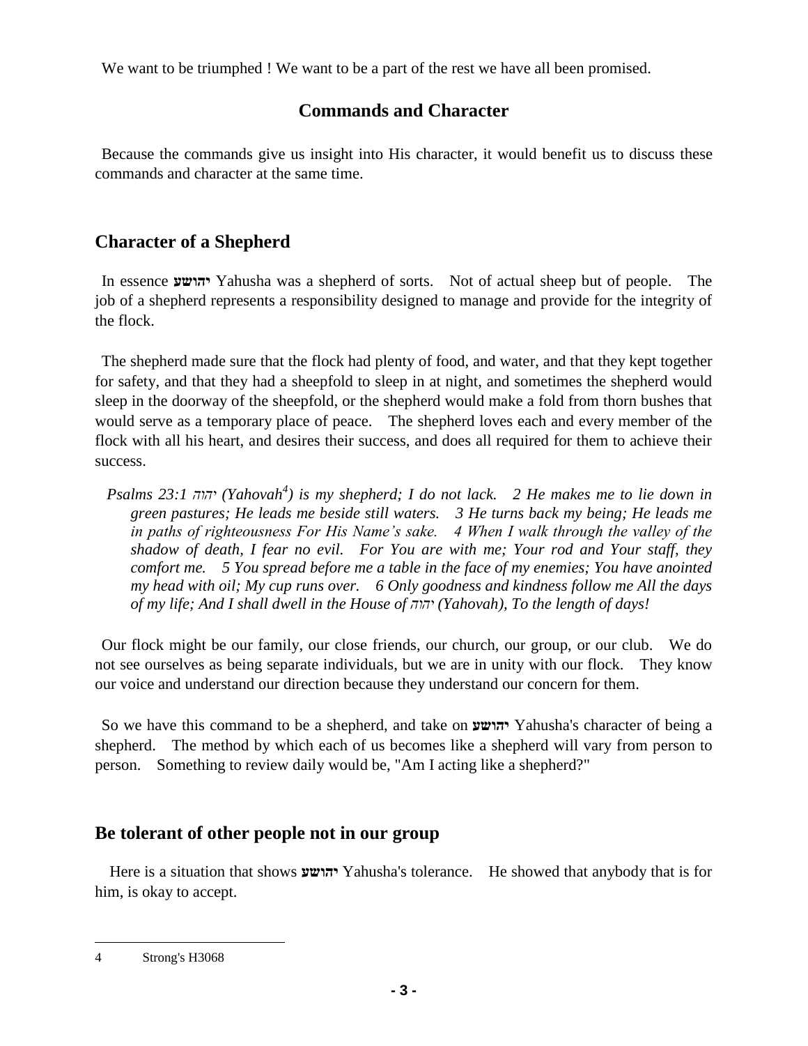We want to be triumphed ! We want to be a part of the rest we have all been promised.

## Commands and Character

Because the commands give us insight into His character, it would benefit us to discuss these commands and character at the same time.

## Character of a Shepherd

In essence **יהושע** Yahusha was a shepherd of sorts. Not of actual sheep but of people. The job of a shepherd represents a responsibility designed to manage and provide for the integrity of the flock.

The shepherd made sure that the flock had plenty of food, and water, and that they kept together for safety, and that they had a sheepfold to sleep in at night, and sometimes the shepherd would sleep in the doorway of the sheepfold, or the shepherd would make a fold from thorn bushes that would serve as a temporary place of peace. The shepherd loves each and every member of the flock with all his heart, and desires their success, and does all required for them to achieve their success.

> *Psalms 23:1 יהוה (Yahovah[4]) is my shepherd; I do not lack. 2 He makes me to lie down in green pastures; He leads me beside still waters. 3 He turns back my being; He leads me in paths of righteousness For His Name's sake. 4 When I walk through the valley of the shadow of death, I fear no evil. For You are with me; Your rod and Your staff, they comfort me. 5 You spread before me a table in the face of my enemies; You have anointed my head with oil; My cup runs over. 6 Only goodness and kindness follow me All the days of my life; And I shall dwell in the House of יהוה (Yahovah), To the length of days!*

Our flock might be our family, our close friends, our church, our group, or our club. We do not see ourselves as being separate individuals, but we are in unity with our flock. They know our voice and understand our direction because they understand our concern for them.

So we have this command to be a shepherd, and take on **יהושע** Yahusha's character of being a shepherd. The method by which each of us becomes like a shepherd will vary from person to person. Something to review daily would be, "Am I acting like a shepherd?"

## Be tolerant of other people not in our group

Here is a situation that shows **יהושע** Yahusha's tolerance. He showed that anybody that is for him, is okay to accept.

---

4 Strong's H3068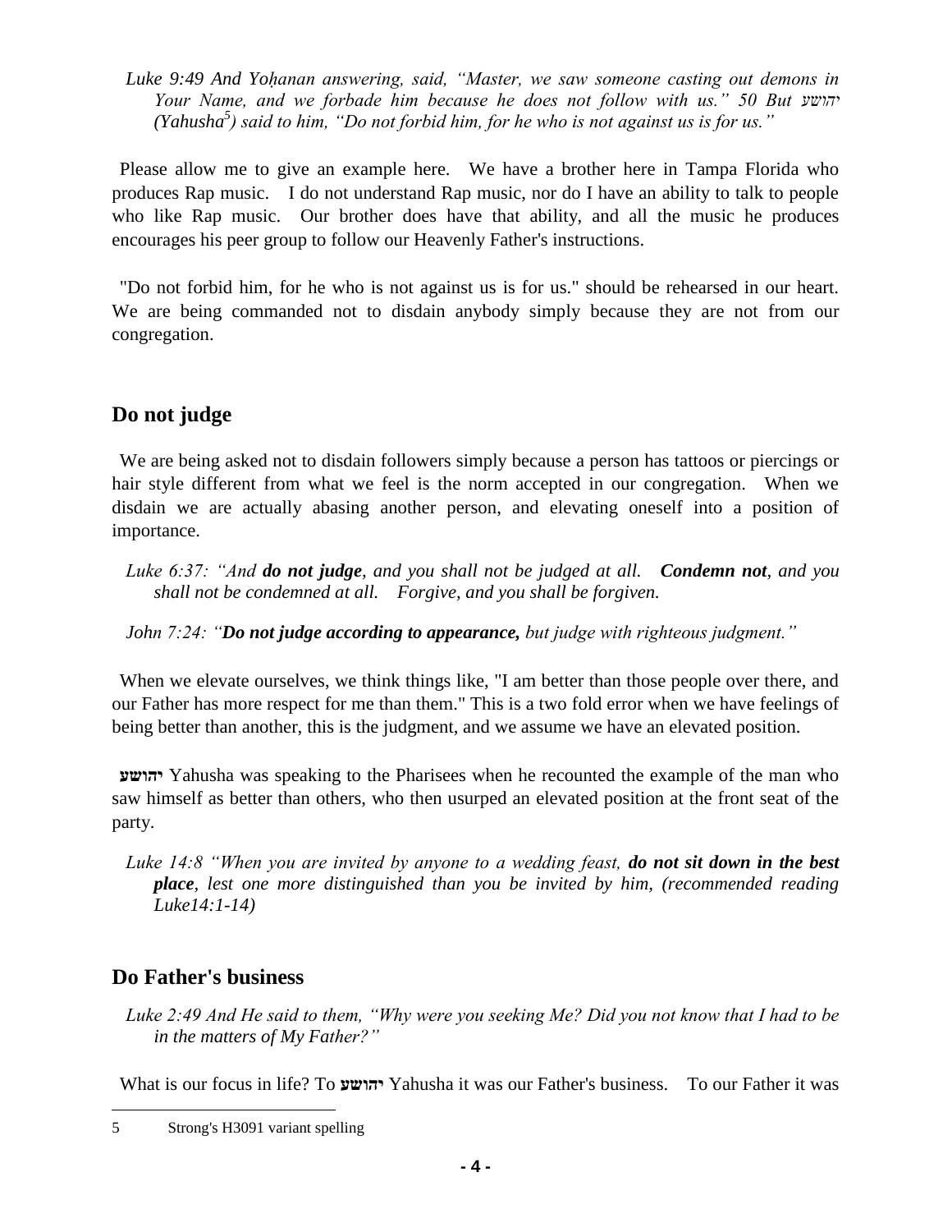*Luke 9:49 And Yoḥanan answering, said, "Master, we saw someone casting out demons in Your Name, and we forbade him because he does not follow with us." 50 But יהושע (Yahusha[5]) said to him, "Do not forbid him, for he who is not against us is for us."*

Please allow me to give an example here. We have a brother here in Tampa Florida who produces Rap music. I do not understand Rap music, nor do I have an ability to talk to people who like Rap music. Our brother does have that ability, and all the music he produces encourages his peer group to follow our Heavenly Father's instructions.

"Do not forbid him, for he who is not against us is for us." should be rehearsed in our heart. We are being commanded not to disdain anybody simply because they are not from our congregation.

## Do not judge

We are being asked not to disdain followers simply because a person has tattoos or piercings or hair style different from what we feel is the norm accepted in our congregation. When we disdain we are actually abasing another person, and elevating oneself into a position of importance.

*Luke 6:37: "And **do not judge**, and you shall not be judged at all. **Condemn not**, and you shall not be condemned at all. Forgive, and you shall be forgiven.*

*John 7:24: "**Do not judge according to appearance,** but judge with righteous judgment."*

When we elevate ourselves, we think things like, "I am better than those people over there, and our Father has more respect for me than them." This is a two fold error when we have feelings of being better than another, this is the judgment, and we assume we have an elevated position.

**יהושע** Yahusha was speaking to the Pharisees when he recounted the example of the man who saw himself as better than others, who then usurped an elevated position at the front seat of the party.

*Luke 14:8 "When you are invited by anyone to a wedding feast, **do not sit down in the best place**, lest one more distinguished than you be invited by him, (recommended reading Luke14:1-14)*

## Do Father's business

*Luke 2:49 And He said to them, "Why were you seeking Me? Did you not know that I had to be in the matters of My Father?"*

What is our focus in life? To **יהושע** Yahusha it was our Father's business. To our Father it was

---

5 Strong's H3091 variant spelling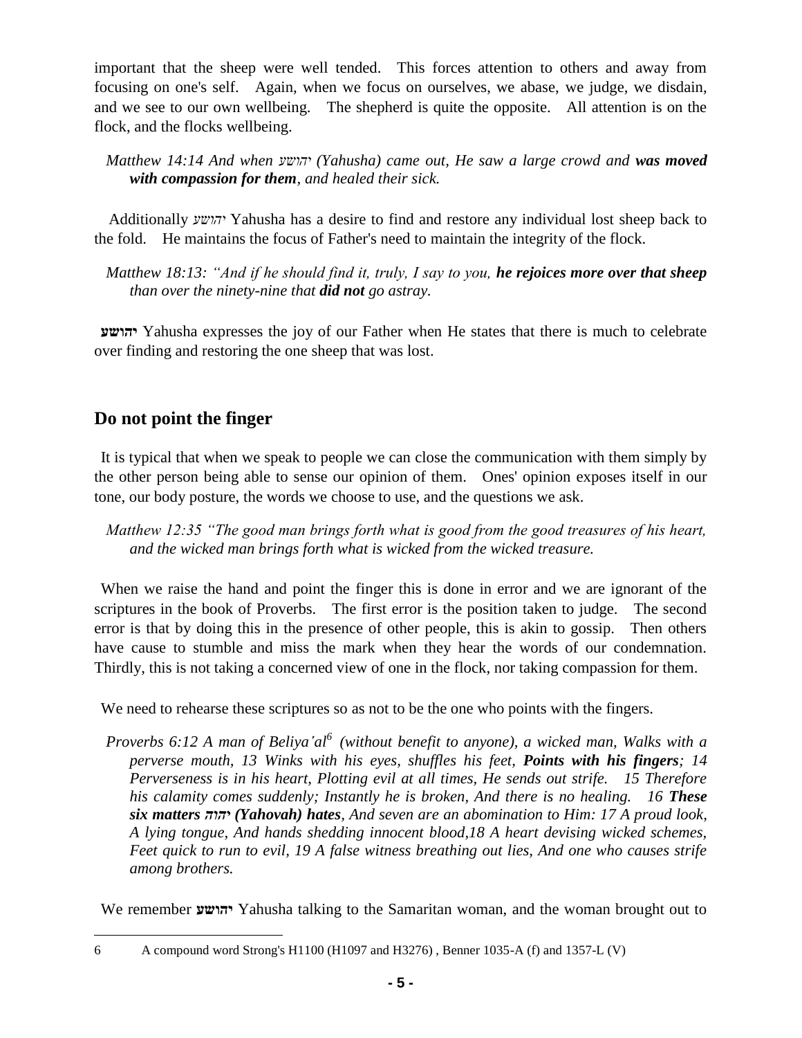important that the sheep were well tended. This forces attention to others and away from focusing on one's self. Again, when we focus on ourselves, we abase, we judge, we disdain, and we see to our own wellbeing. The shepherd is quite the opposite. All attention is on the flock, and the flocks wellbeing.

> *Matthew 14:14 And when יהושע (Yahusha) came out, He saw a large crowd and **was moved with compassion for them**, and healed their sick.*

Additionally יהושע Yahusha has a desire to find and restore any individual lost sheep back to the fold. He maintains the focus of Father's need to maintain the integrity of the flock.

> *Matthew 18:13: "And if he should find it, truly, I say to you, **he rejoices more over that sheep** than over the ninety-nine that **did not** go astray.*

**יהושע** Yahusha expresses the joy of our Father when He states that there is much to celebrate over finding and restoring the one sheep that was lost.

## Do not point the finger

It is typical that when we speak to people we can close the communication with them simply by the other person being able to sense our opinion of them. Ones' opinion exposes itself in our tone, our body posture, the words we choose to use, and the questions we ask.

> *Matthew 12:35 "The good man brings forth what is good from the good treasures of his heart, and the wicked man brings forth what is wicked from the wicked treasure.*

When we raise the hand and point the finger this is done in error and we are ignorant of the scriptures in the book of Proverbs. The first error is the position taken to judge. The second error is that by doing this in the presence of other people, this is akin to gossip. Then others have cause to stumble and miss the mark when they hear the words of our condemnation. Thirdly, this is not taking a concerned view of one in the flock, nor taking compassion for them.

We need to rehearse these scriptures so as not to be the one who points with the fingers.

> *Proverbs 6:12 A man of Beliya'al[6] (without benefit to anyone), a wicked man, Walks with a perverse mouth, 13 Winks with his eyes, shuffles his feet, **Points with his fingers**; 14 Perverseness is in his heart, Plotting evil at all times, He sends out strife. 15 Therefore his calamity comes suddenly; Instantly he is broken, And there is no healing. 16 **These six matters יהוה (Yahovah) hates**, And seven are an abomination to Him: 17 A proud look, A lying tongue, And hands shedding innocent blood,18 A heart devising wicked schemes, Feet quick to run to evil, 19 A false witness breathing out lies, And one who causes strife among brothers.*

We remember **יהושע** Yahusha talking to the Samaritan woman, and the woman brought out to

---

6 A compound word Strong's H1100 (H1097 and H3276) , Benner 1035-A (f) and 1357-L (V)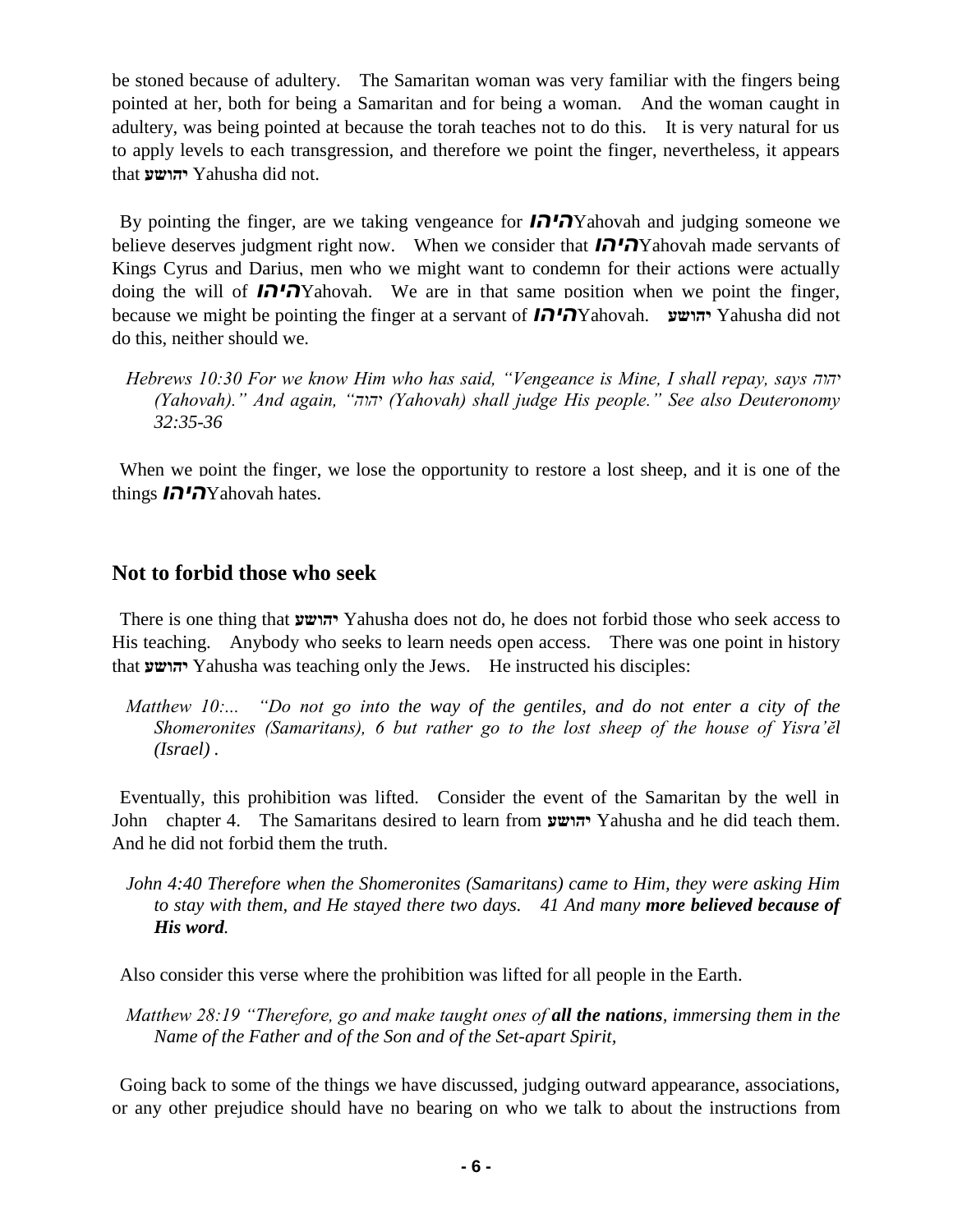be stoned because of adultery. The Samaritan woman was very familiar with the fingers being pointed at her, both for being a Samaritan and for being a woman. And the woman caught in adultery, was being pointed at because the torah teaches not to do this. It is very natural for us to apply levels to each transgression, and therefore we point the finger, nevertheless, it appears that **יהושע** Yahusha did not.

By pointing the finger, are we taking vengeance for ***יהוה***Yahovah and judging someone we believe deserves judgment right now. When we consider that ***יהוה***Yahovah made servants of Kings Cyrus and Darius, men who we might want to condemn for their actions were actually doing the will of ***יהוה***Yahovah. We are in that same position when we point the finger, because we might be pointing the finger at a servant of ***יהוה***Yahovah. **יהושע** Yahusha did not do this, neither should we.

*Hebrews 10:30 For we know Him who has said, "Vengeance is Mine, I shall repay, says יהוה (Yahovah)." And again, "יהוה (Yahovah) shall judge His people." See also Deuteronomy 32:35-36*

When we point the finger, we lose the opportunity to restore a lost sheep, and it is one of the things ***יהוה***Yahovah hates.

## Not to forbid those who seek

There is one thing that **יהושע** Yahusha does not do, he does not forbid those who seek access to His teaching. Anybody who seeks to learn needs open access. There was one point in history that **יהושע** Yahusha was teaching only the Jews. He instructed his disciples:

*Matthew 10:... "Do not go into the way of the gentiles, and do not enter a city of the Shomeronites (Samaritans), 6 but rather go to the lost sheep of the house of Yisra'ĕl (Israel) .*

Eventually, this prohibition was lifted. Consider the event of the Samaritan by the well in John chapter 4. The Samaritans desired to learn from **יהושע** Yahusha and he did teach them. And he did not forbid them the truth.

*John 4:40 Therefore when the Shomeronites (Samaritans) came to Him, they were asking Him to stay with them, and He stayed there two days. 41 And many **more believed because of His word**.*

Also consider this verse where the prohibition was lifted for all people in the Earth.

*Matthew 28:19 "Therefore, go and make taught ones of **all the nations**, immersing them in the Name of the Father and of the Son and of the Set-apart Spirit,*

Going back to some of the things we have discussed, judging outward appearance, associations, or any other prejudice should have no bearing on who we talk to about the instructions from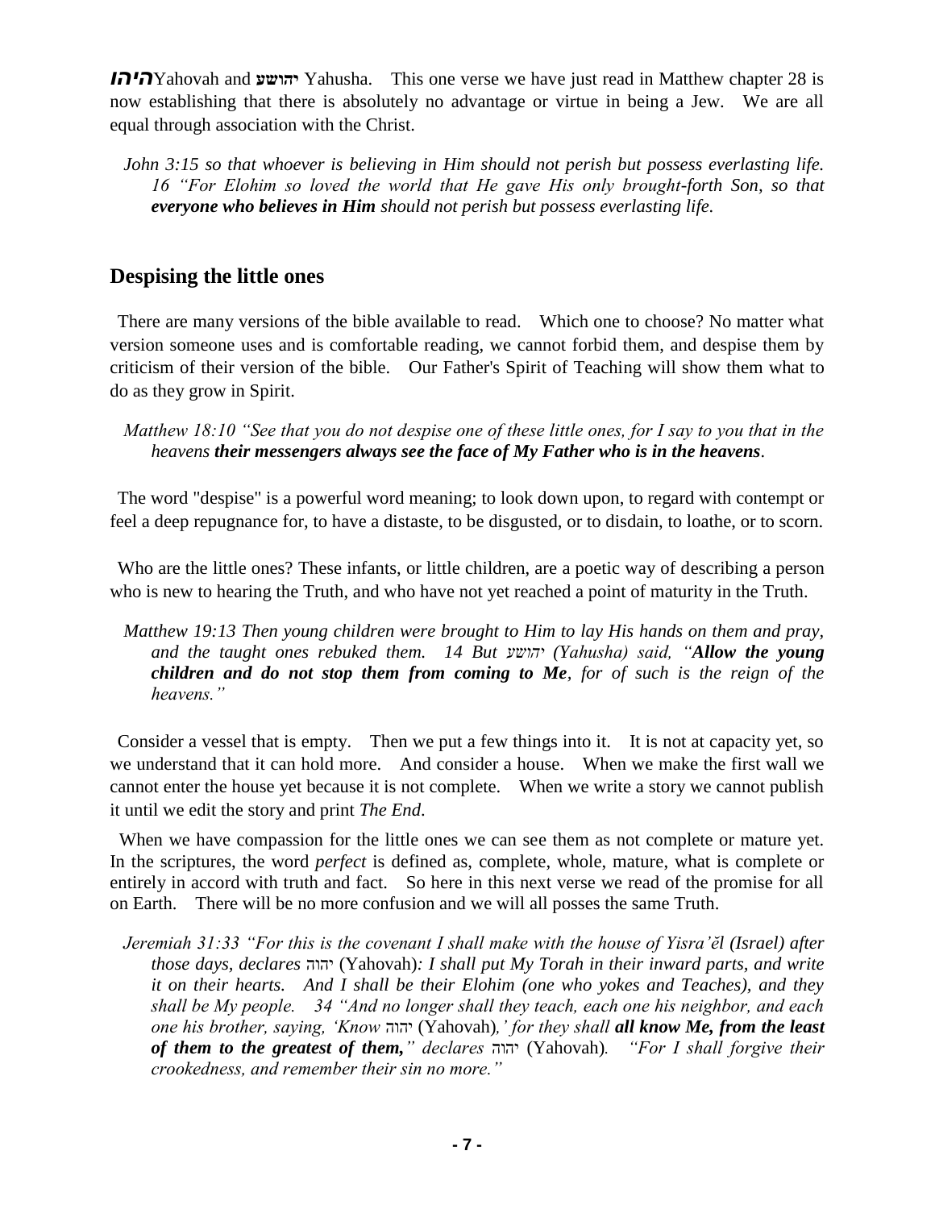***יהוה***Yahovah and **יהושע** Yahusha. This one verse we have just read in Matthew chapter 28 is now establishing that there is absolutely no advantage or virtue in being a Jew. We are all equal through association with the Christ.

> *John 3:15 so that whoever is believing in Him should not perish but possess everlasting life. 16 "For Elohim so loved the world that He gave His only brought-forth Son, so that **everyone who believes in Him** should not perish but possess everlasting life.*

## Despising the little ones

There are many versions of the bible available to read. Which one to choose? No matter what version someone uses and is comfortable reading, we cannot forbid them, and despise them by criticism of their version of the bible. Our Father's Spirit of Teaching will show them what to do as they grow in Spirit.

> *Matthew 18:10 "See that you do not despise one of these little ones, for I say to you that in the heavens **their messengers always see the face of My Father who is in the heavens**.*

The word "despise" is a powerful word meaning; to look down upon, to regard with contempt or feel a deep repugnance for, to have a distaste, to be disgusted, or to disdain, to loathe, or to scorn.

Who are the little ones? These infants, or little children, are a poetic way of describing a person who is new to hearing the Truth, and who have not yet reached a point of maturity in the Truth.

> *Matthew 19:13 Then young children were brought to Him to lay His hands on them and pray, and the taught ones rebuked them. 14 But יהושע (Yahusha) said, "**Allow the young children and do not stop them from coming to Me**, for of such is the reign of the heavens."*

Consider a vessel that is empty. Then we put a few things into it. It is not at capacity yet, so we understand that it can hold more. And consider a house. When we make the first wall we cannot enter the house yet because it is not complete. When we write a story we cannot publish it until we edit the story and print *The End*.

When we have compassion for the little ones we can see them as not complete or mature yet. In the scriptures, the word *perfect* is defined as, complete, whole, mature, what is complete or entirely in accord with truth and fact. So here in this next verse we read of the promise for all on Earth. There will be no more confusion and we will all posses the same Truth.

> *Jeremiah 31:33 "For this is the covenant I shall make with the house of Yisra'ěl (Israel) after those days, declares* יהוה (Yahovah)*: I shall put My Torah in their inward parts, and write it on their hearts. And I shall be their Elohim (one who yokes and Teaches), and they shall be My people. 34 "And no longer shall they teach, each one his neighbor, and each one his brother, saying, 'Know* יהוה (Yahovah)*,' for they shall **all know Me, from the least of them to the greatest of them,**" declares* יהוה (Yahovah)*. "For I shall forgive their crookedness, and remember their sin no more."*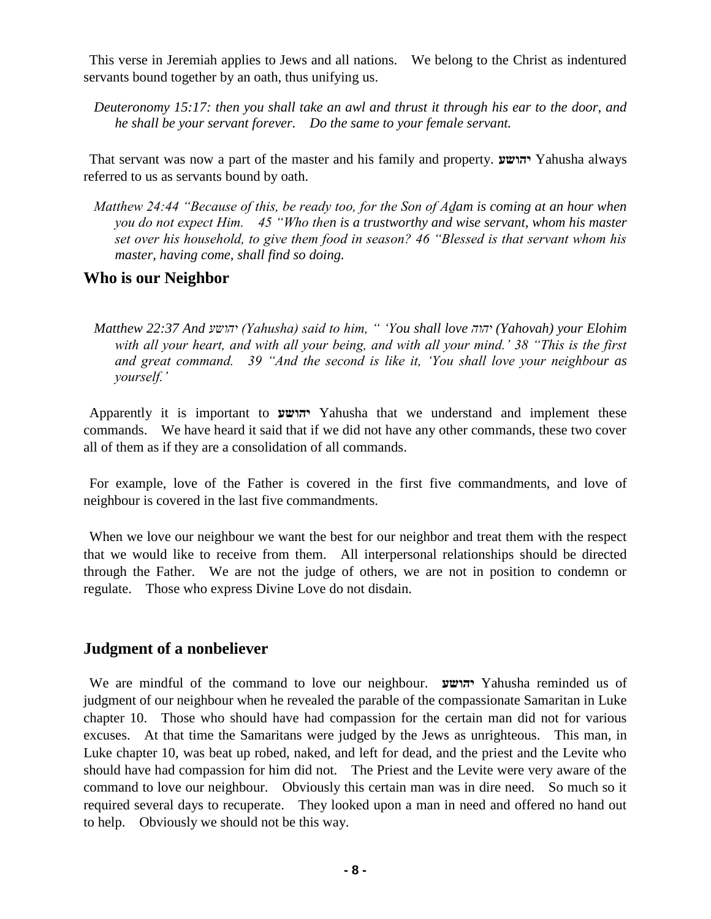This verse in Jeremiah applies to Jews and all nations. We belong to the Christ as indentured servants bound together by an oath, thus unifying us.

> *Deuteronomy 15:17: then you shall take an awl and thrust it through his ear to the door, and he shall be your servant forever. Do the same to your female servant.*

That servant was now a part of the master and his family and property. **יהושע** Yahusha always referred to us as servants bound by oath.

> *Matthew 24:44 "Because of this, be ready too, for the Son of Aḏam is coming at an hour when you do not expect Him. 45 "Who then is a trustworthy and wise servant, whom his master set over his household, to give them food in season? 46 "Blessed is that servant whom his master, having come, shall find so doing.*

## Who is our Neighbor

> *Matthew 22:37 And יהושע (Yahusha) said to him, " 'You shall love יהוה (Yahovah) your Elohim with all your heart, and with all your being, and with all your mind.' 38 "This is the first and great command. 39 "And the second is like it, 'You shall love your neighbour as yourself.'*

Apparently it is important to **יהושע** Yahusha that we understand and implement these commands. We have heard it said that if we did not have any other commands, these two cover all of them as if they are a consolidation of all commands.

For example, love of the Father is covered in the first five commandments, and love of neighbour is covered in the last five commandments.

When we love our neighbour we want the best for our neighbor and treat them with the respect that we would like to receive from them. All interpersonal relationships should be directed through the Father. We are not the judge of others, we are not in position to condemn or regulate. Those who express Divine Love do not disdain.

## Judgment of a nonbeliever

We are mindful of the command to love our neighbour. **יהושע** Yahusha reminded us of judgment of our neighbour when he revealed the parable of the compassionate Samaritan in Luke chapter 10. Those who should have had compassion for the certain man did not for various excuses. At that time the Samaritans were judged by the Jews as unrighteous. This man, in Luke chapter 10, was beat up robed, naked, and left for dead, and the priest and the Levite who should have had compassion for him did not. The Priest and the Levite were very aware of the command to love our neighbour. Obviously this certain man was in dire need. So much so it required several days to recuperate. They looked upon a man in need and offered no hand out to help. Obviously we should not be this way.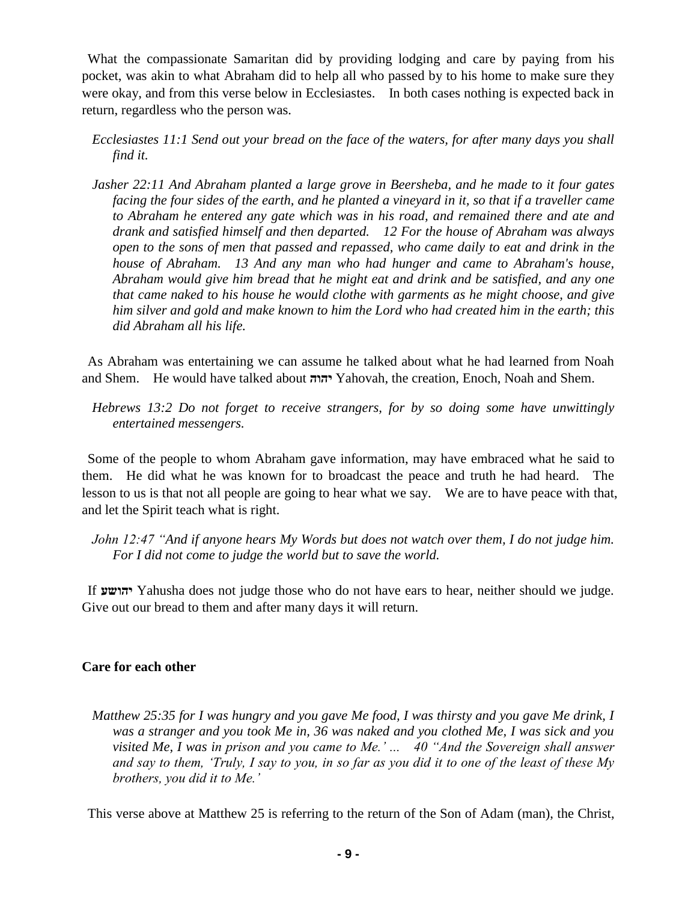What the compassionate Samaritan did by providing lodging and care by paying from his pocket, was akin to what Abraham did to help all who passed by to his home to make sure they were okay, and from this verse below in Ecclesiastes. In both cases nothing is expected back in return, regardless who the person was.

> *Ecclesiastes 11:1 Send out your bread on the face of the waters, for after many days you shall find it.*

> *Jasher 22:11 And Abraham planted a large grove in Beersheba, and he made to it four gates facing the four sides of the earth, and he planted a vineyard in it, so that if a traveller came to Abraham he entered any gate which was in his road, and remained there and ate and drank and satisfied himself and then departed. 12 For the house of Abraham was always open to the sons of men that passed and repassed, who came daily to eat and drink in the house of Abraham. 13 And any man who had hunger and came to Abraham's house, Abraham would give him bread that he might eat and drink and be satisfied, and any one that came naked to his house he would clothe with garments as he might choose, and give him silver and gold and make known to him the Lord who had created him in the earth; this did Abraham all his life.*

As Abraham was entertaining we can assume he talked about what he had learned from Noah and Shem. He would have talked about **יהוה** Yahovah, the creation, Enoch, Noah and Shem.

> *Hebrews 13:2 Do not forget to receive strangers, for by so doing some have unwittingly entertained messengers.*

Some of the people to whom Abraham gave information, may have embraced what he said to them. He did what he was known for to broadcast the peace and truth he had heard. The lesson to us is that not all people are going to hear what we say. We are to have peace with that, and let the Spirit teach what is right.

> *John 12:47 "And if anyone hears My Words but does not watch over them, I do not judge him. For I did not come to judge the world but to save the world.*

If **יהושע** Yahusha does not judge those who do not have ears to hear, neither should we judge. Give out our bread to them and after many days it will return.

**Care for each other**

> *Matthew 25:35 for I was hungry and you gave Me food, I was thirsty and you gave Me drink, I was a stranger and you took Me in, 36 was naked and you clothed Me, I was sick and you visited Me, I was in prison and you came to Me.' ... 40 "And the Sovereign shall answer and say to them, 'Truly, I say to you, in so far as you did it to one of the least of these My brothers, you did it to Me.'*

This verse above at Matthew 25 is referring to the return of the Son of Adam (man), the Christ,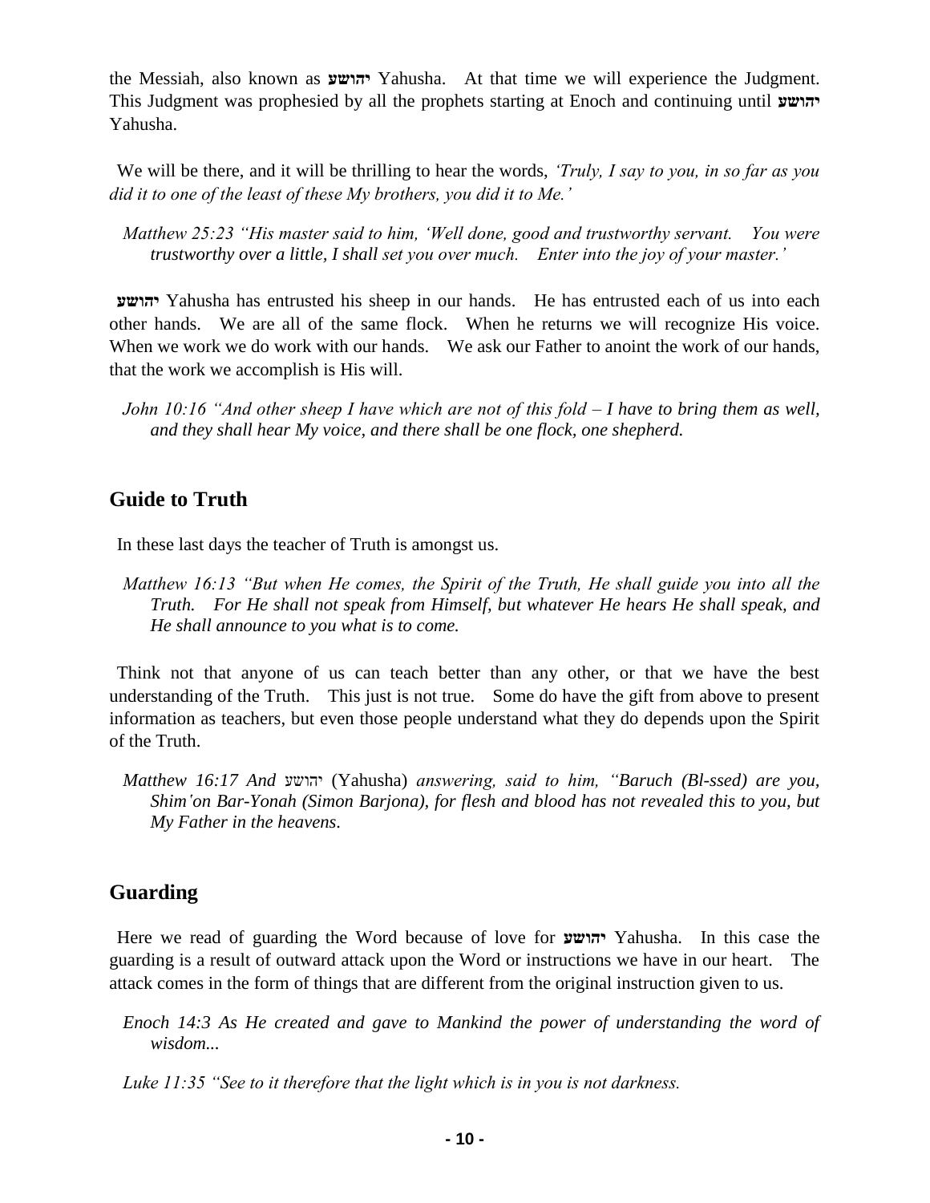the Messiah, also known as **יהושע** Yahusha. At that time we will experience the Judgment. This Judgment was prophesied by all the prophets starting at Enoch and continuing until **יהושע** Yahusha.

We will be there, and it will be thrilling to hear the words, *'Truly, I say to you, in so far as you did it to one of the least of these My brothers, you did it to Me.'*

*Matthew 25:23 "His master said to him, 'Well done, good and trustworthy servant. You were trustworthy over a little, I shall set you over much. Enter into the joy of your master.'*

**יהושע** Yahusha has entrusted his sheep in our hands. He has entrusted each of us into each other hands. We are all of the same flock. When he returns we will recognize His voice. When we work we do work with our hands. We ask our Father to anoint the work of our hands, that the work we accomplish is His will.

*John 10:16 "And other sheep I have which are not of this fold – I have to bring them as well, and they shall hear My voice, and there shall be one flock, one shepherd.*

## Guide to Truth

In these last days the teacher of Truth is amongst us.

*Matthew 16:13 "But when He comes, the Spirit of the Truth, He shall guide you into all the Truth. For He shall not speak from Himself, but whatever He hears He shall speak, and He shall announce to you what is to come.*

Think not that anyone of us can teach better than any other, or that we have the best understanding of the Truth. This just is not true. Some do have the gift from above to present information as teachers, but even those people understand what they do depends upon the Spirit of the Truth.

*Matthew 16:17 And* יהושע (Yahusha) *answering, said to him, "Baruch (Bl-ssed) are you, Shim'on Bar-Yonah (Simon Barjona), for flesh and blood has not revealed this to you, but My Father in the heavens.*

## Guarding

Here we read of guarding the Word because of love for **יהושע** Yahusha. In this case the guarding is a result of outward attack upon the Word or instructions we have in our heart. The attack comes in the form of things that are different from the original instruction given to us.

*Enoch 14:3 As He created and gave to Mankind the power of understanding the word of wisdom...*

*Luke 11:35 "See to it therefore that the light which is in you is not darkness.*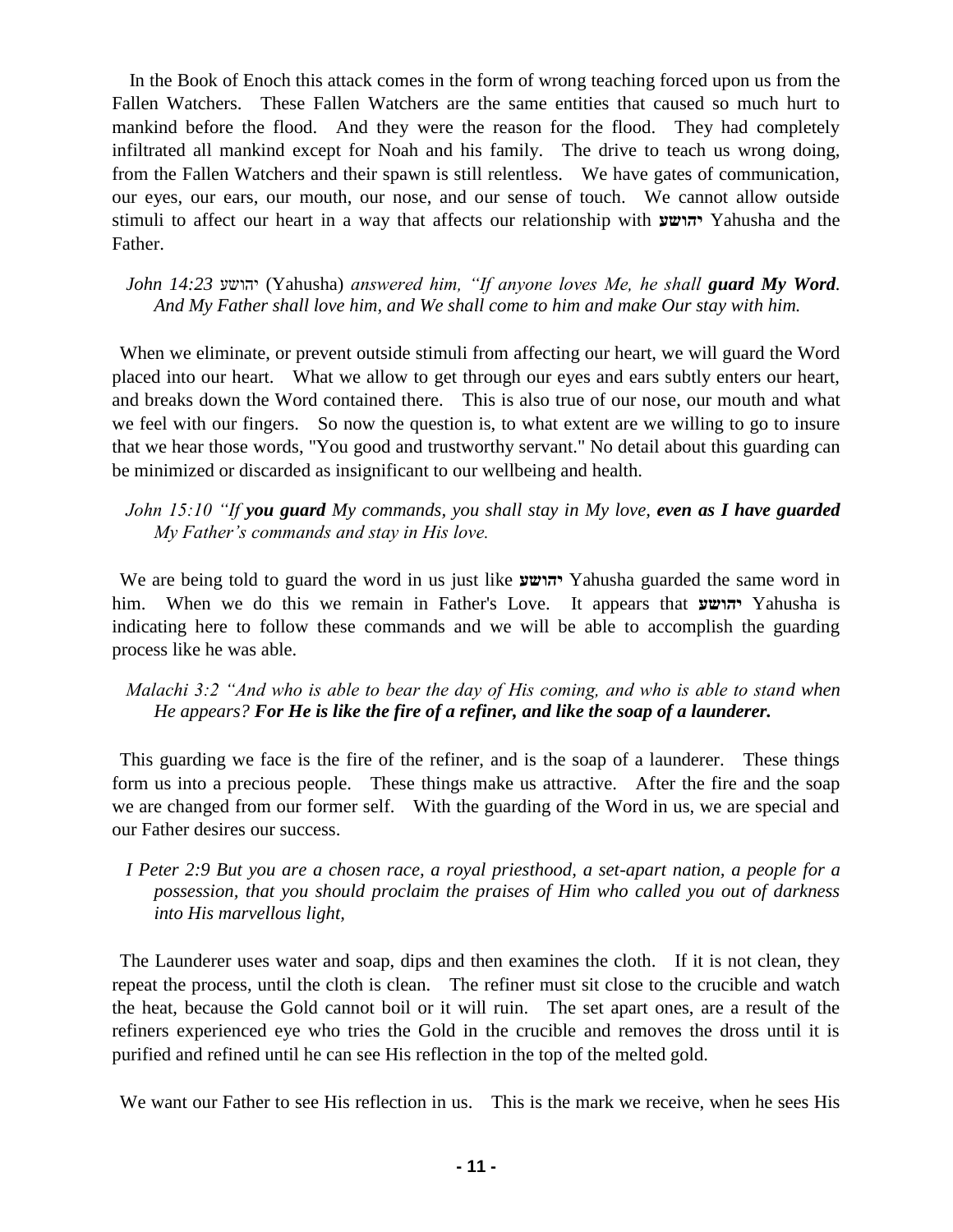In the Book of Enoch this attack comes in the form of wrong teaching forced upon us from the Fallen Watchers. These Fallen Watchers are the same entities that caused so much hurt to mankind before the flood. And they were the reason for the flood. They had completely infiltrated all mankind except for Noah and his family. The drive to teach us wrong doing, from the Fallen Watchers and their spawn is still relentless. We have gates of communication, our eyes, our ears, our mouth, our nose, and our sense of touch. We cannot allow outside stimuli to affect our heart in a way that affects our relationship with **יהושע** Yahusha and the Father.

> *John 14:23* יהושע (Yahusha) *answered him, "If anyone loves Me, he shall **guard My Word**. And My Father shall love him, and We shall come to him and make Our stay with him.*

When we eliminate, or prevent outside stimuli from affecting our heart, we will guard the Word placed into our heart. What we allow to get through our eyes and ears subtly enters our heart, and breaks down the Word contained there. This is also true of our nose, our mouth and what we feel with our fingers. So now the question is, to what extent are we willing to go to insure that we hear those words, "You good and trustworthy servant." No detail about this guarding can be minimized or discarded as insignificant to our wellbeing and health.

> *John 15:10 "If **you guard** My commands, you shall stay in My love, **even as I have guarded** My Father's commands and stay in His love.*

We are being told to guard the word in us just like **יהושע** Yahusha guarded the same word in him. When we do this we remain in Father's Love. It appears that **יהושע** Yahusha is indicating here to follow these commands and we will be able to accomplish the guarding process like he was able.

> *Malachi 3:2 "And who is able to bear the day of His coming, and who is able to stand when He appears? **For He is like the fire of a refiner, and like the soap of a launderer.***

This guarding we face is the fire of the refiner, and is the soap of a launderer. These things form us into a precious people. These things make us attractive. After the fire and the soap we are changed from our former self. With the guarding of the Word in us, we are special and our Father desires our success.

> *I Peter 2:9 But you are a chosen race, a royal priesthood, a set-apart nation, a people for a possession, that you should proclaim the praises of Him who called you out of darkness into His marvellous light,*

The Launderer uses water and soap, dips and then examines the cloth. If it is not clean, they repeat the process, until the cloth is clean. The refiner must sit close to the crucible and watch the heat, because the Gold cannot boil or it will ruin. The set apart ones, are a result of the refiners experienced eye who tries the Gold in the crucible and removes the dross until it is purified and refined until he can see His reflection in the top of the melted gold.

We want our Father to see His reflection in us. This is the mark we receive, when he sees His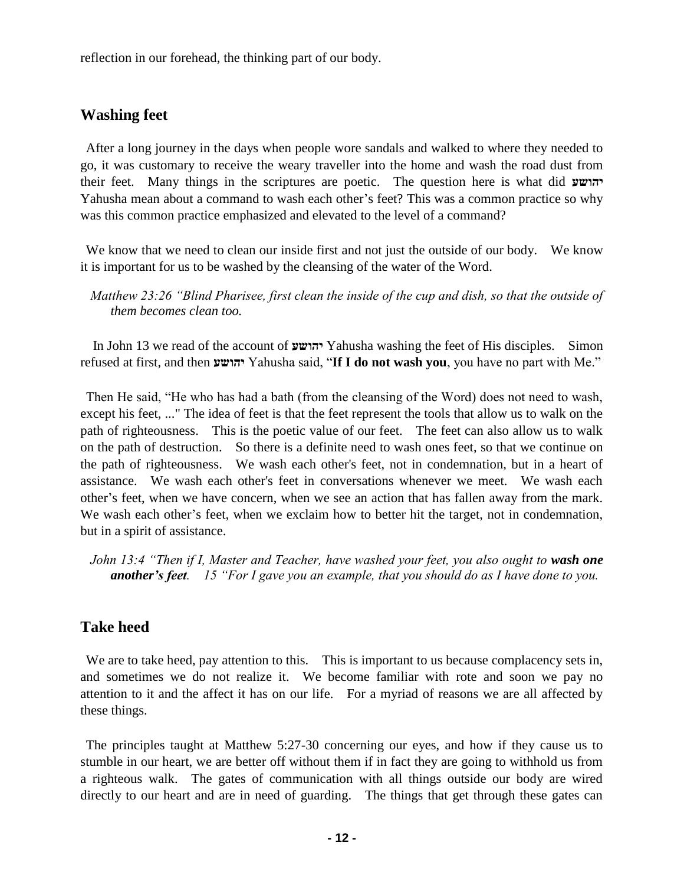reflection in our forehead, the thinking part of our body.

## Washing feet

After a long journey in the days when people wore sandals and walked to where they needed to go, it was customary to receive the weary traveller into the home and wash the road dust from their feet. Many things in the scriptures are poetic. The question here is what did **יהושע** Yahusha mean about a command to wash each other's feet? This was a common practice so why was this common practice emphasized and elevated to the level of a command?

We know that we need to clean our inside first and not just the outside of our body. We know it is important for us to be washed by the cleansing of the water of the Word.

*Matthew 23:26 "Blind Pharisee, first clean the inside of the cup and dish, so that the outside of them becomes clean too.*

In John 13 we read of the account of **יהושע** Yahusha washing the feet of His disciples. Simon refused at first, and then **יהושע** Yahusha said, "**If I do not wash you**, you have no part with Me."

Then He said, "He who has had a bath (from the cleansing of the Word) does not need to wash, except his feet, ..." The idea of feet is that the feet represent the tools that allow us to walk on the path of righteousness. This is the poetic value of our feet. The feet can also allow us to walk on the path of destruction. So there is a definite need to wash ones feet, so that we continue on the path of righteousness. We wash each other's feet, not in condemnation, but in a heart of assistance. We wash each other's feet in conversations whenever we meet. We wash each other's feet, when we have concern, when we see an action that has fallen away from the mark. We wash each other's feet, when we exclaim how to better hit the target, not in condemnation, but in a spirit of assistance.

*John 13:4 "Then if I, Master and Teacher, have washed your feet, you also ought to **wash one another's feet**. 15 "For I gave you an example, that you should do as I have done to you.*

## Take heed

We are to take heed, pay attention to this. This is important to us because complacency sets in, and sometimes we do not realize it. We become familiar with rote and soon we pay no attention to it and the affect it has on our life. For a myriad of reasons we are all affected by these things.

The principles taught at Matthew 5:27-30 concerning our eyes, and how if they cause us to stumble in our heart, we are better off without them if in fact they are going to withhold us from a righteous walk. The gates of communication with all things outside our body are wired directly to our heart and are in need of guarding. The things that get through these gates can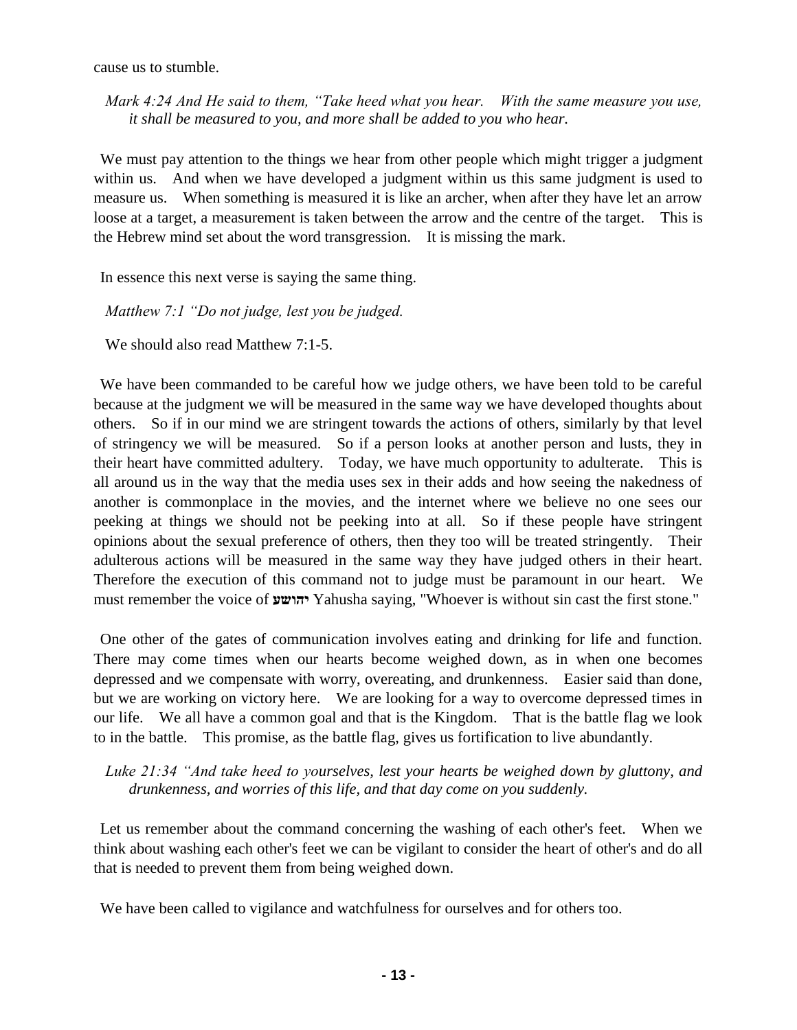cause us to stumble.

*Mark 4:24 And He said to them, "Take heed what you hear. With the same measure you use, it shall be measured to you, and more shall be added to you who hear.*

We must pay attention to the things we hear from other people which might trigger a judgment within us. And when we have developed a judgment within us this same judgment is used to measure us. When something is measured it is like an archer, when after they have let an arrow loose at a target, a measurement is taken between the arrow and the centre of the target. This is the Hebrew mind set about the word transgression. It is missing the mark.

In essence this next verse is saying the same thing.

*Matthew 7:1 "Do not judge, lest you be judged.*

We should also read Matthew 7:1-5.

We have been commanded to be careful how we judge others, we have been told to be careful because at the judgment we will be measured in the same way we have developed thoughts about others. So if in our mind we are stringent towards the actions of others, similarly by that level of stringency we will be measured. So if a person looks at another person and lusts, they in their heart have committed adultery. Today, we have much opportunity to adulterate. This is all around us in the way that the media uses sex in their adds and how seeing the nakedness of another is commonplace in the movies, and the internet where we believe no one sees our peeking at things we should not be peeking into at all. So if these people have stringent opinions about the sexual preference of others, then they too will be treated stringently. Their adulterous actions will be measured in the same way they have judged others in their heart. Therefore the execution of this command not to judge must be paramount in our heart. We must remember the voice of **יהושע** Yahusha saying, "Whoever is without sin cast the first stone."

One other of the gates of communication involves eating and drinking for life and function. There may come times when our hearts become weighed down, as in when one becomes depressed and we compensate with worry, overeating, and drunkenness. Easier said than done, but we are working on victory here. We are looking for a way to overcome depressed times in our life. We all have a common goal and that is the Kingdom. That is the battle flag we look to in the battle. This promise, as the battle flag, gives us fortification to live abundantly.

*Luke 21:34 "And take heed to yourselves, lest your hearts be weighed down by gluttony, and drunkenness, and worries of this life, and that day come on you suddenly.*

Let us remember about the command concerning the washing of each other's feet. When we think about washing each other's feet we can be vigilant to consider the heart of other's and do all that is needed to prevent them from being weighed down.

We have been called to vigilance and watchfulness for ourselves and for others too.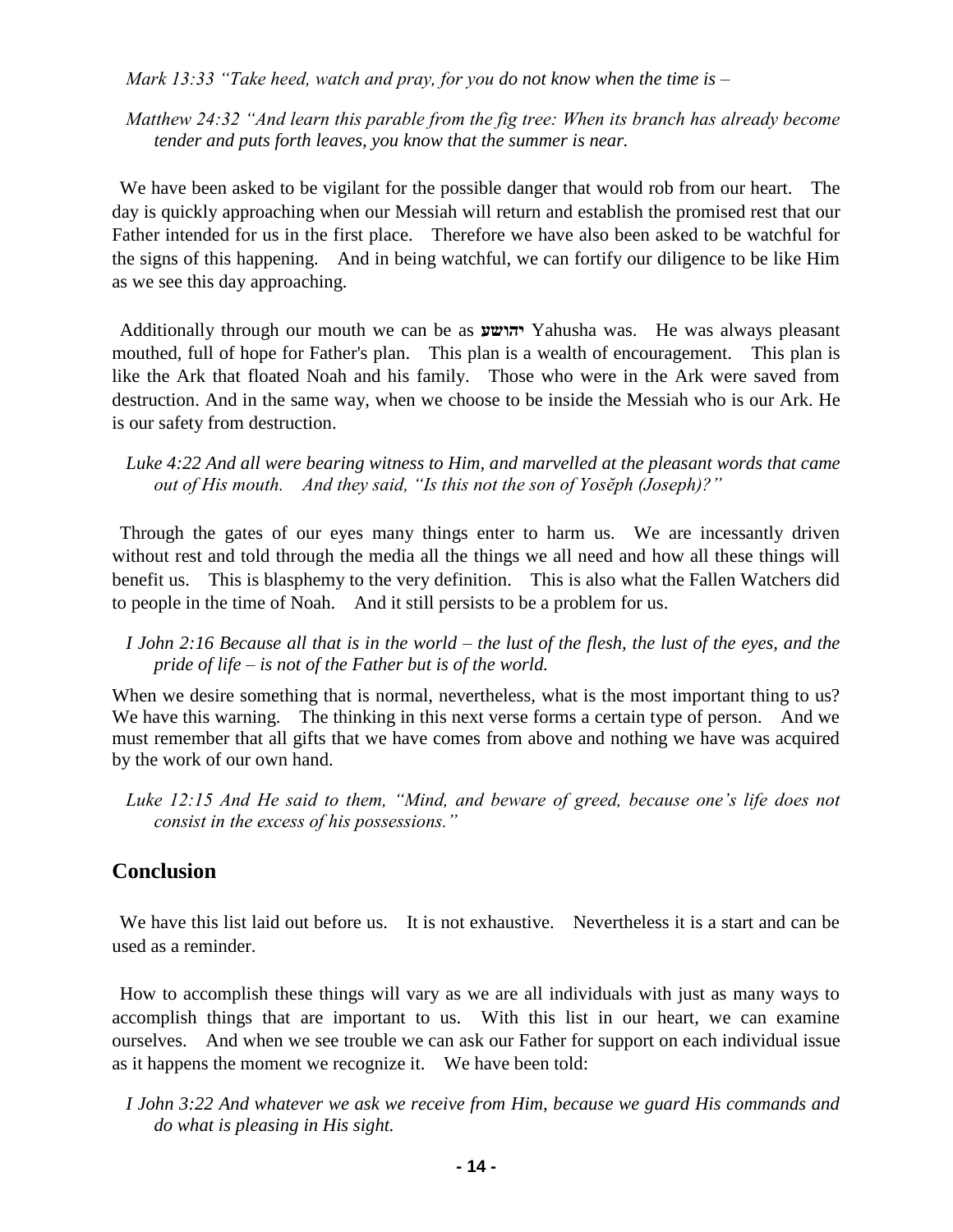*Mark 13:33 "Take heed, watch and pray, for you do not know when the time is –*

*Matthew 24:32 "And learn this parable from the fig tree: When its branch has already become tender and puts forth leaves, you know that the summer is near.*

We have been asked to be vigilant for the possible danger that would rob from our heart. The day is quickly approaching when our Messiah will return and establish the promised rest that our Father intended for us in the first place. Therefore we have also been asked to be watchful for the signs of this happening. And in being watchful, we can fortify our diligence to be like Him as we see this day approaching.

Additionally through our mouth we can be as **יהושע** Yahusha was. He was always pleasant mouthed, full of hope for Father's plan. This plan is a wealth of encouragement. This plan is like the Ark that floated Noah and his family. Those who were in the Ark were saved from destruction. And in the same way, when we choose to be inside the Messiah who is our Ark. He is our safety from destruction.

*Luke 4:22 And all were bearing witness to Him, and marvelled at the pleasant words that came out of His mouth. And they said, "Is this not the son of Yosěph (Joseph)?"*

Through the gates of our eyes many things enter to harm us. We are incessantly driven without rest and told through the media all the things we all need and how all these things will benefit us. This is blasphemy to the very definition. This is also what the Fallen Watchers did to people in the time of Noah. And it still persists to be a problem for us.

*I John 2:16 Because all that is in the world – the lust of the flesh, the lust of the eyes, and the pride of life – is not of the Father but is of the world.*

When we desire something that is normal, nevertheless, what is the most important thing to us? We have this warning. The thinking in this next verse forms a certain type of person. And we must remember that all gifts that we have comes from above and nothing we have was acquired by the work of our own hand.

*Luke 12:15 And He said to them, "Mind, and beware of greed, because one's life does not consist in the excess of his possessions."*

## Conclusion

We have this list laid out before us. It is not exhaustive. Nevertheless it is a start and can be used as a reminder.

How to accomplish these things will vary as we are all individuals with just as many ways to accomplish things that are important to us. With this list in our heart, we can examine ourselves. And when we see trouble we can ask our Father for support on each individual issue as it happens the moment we recognize it. We have been told:

*I John 3:22 And whatever we ask we receive from Him, because we guard His commands and do what is pleasing in His sight.*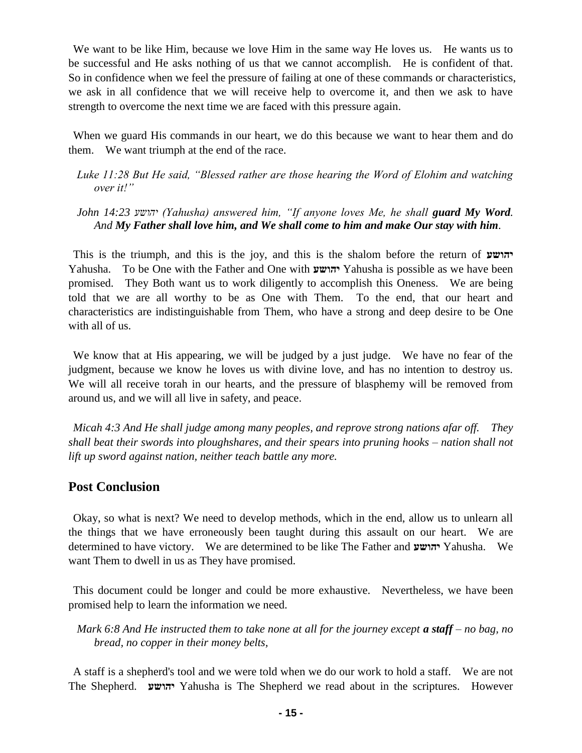We want to be like Him, because we love Him in the same way He loves us. He wants us to be successful and He asks nothing of us that we cannot accomplish. He is confident of that. So in confidence when we feel the pressure of failing at one of these commands or characteristics, we ask in all confidence that we will receive help to overcome it, and then we ask to have strength to overcome the next time we are faced with this pressure again.

When we guard His commands in our heart, we do this because we want to hear them and do them. We want triumph at the end of the race.

> *Luke 11:28 But He said, "Blessed rather are those hearing the Word of Elohim and watching over it!"*

> *John 14:23 יהושע (Yahusha) answered him, "If anyone loves Me, he shall **guard My Word**. And **My Father shall love him, and We shall come to him and make Our stay with him**.*

This is the triumph, and this is the joy, and this is the shalom before the return of **יהושע** Yahusha. To be One with the Father and One with **יהושע** Yahusha is possible as we have been promised. They Both want us to work diligently to accomplish this Oneness. We are being told that we are all worthy to be as One with Them. To the end, that our heart and characteristics are indistinguishable from Them, who have a strong and deep desire to be One with all of us.

We know that at His appearing, we will be judged by a just judge. We have no fear of the judgment, because we know he loves us with divine love, and has no intention to destroy us. We will all receive torah in our hearts, and the pressure of blasphemy will be removed from around us, and we will all live in safety, and peace.

> *Micah 4:3 And He shall judge among many peoples, and reprove strong nations afar off. They shall beat their swords into ploughshares, and their spears into pruning hooks – nation shall not lift up sword against nation, neither teach battle any more.*

## Post Conclusion

Okay, so what is next? We need to develop methods, which in the end, allow us to unlearn all the things that we have erroneously been taught during this assault on our heart. We are determined to have victory. We are determined to be like The Father and **יהושע** Yahusha. We want Them to dwell in us as They have promised.

This document could be longer and could be more exhaustive. Nevertheless, we have been promised help to learn the information we need.

> *Mark 6:8 And He instructed them to take none at all for the journey except **a staff** – no bag, no bread, no copper in their money belts,*

A staff is a shepherd's tool and we were told when we do our work to hold a staff. We are not The Shepherd. **יהושע** Yahusha is The Shepherd we read about in the scriptures. However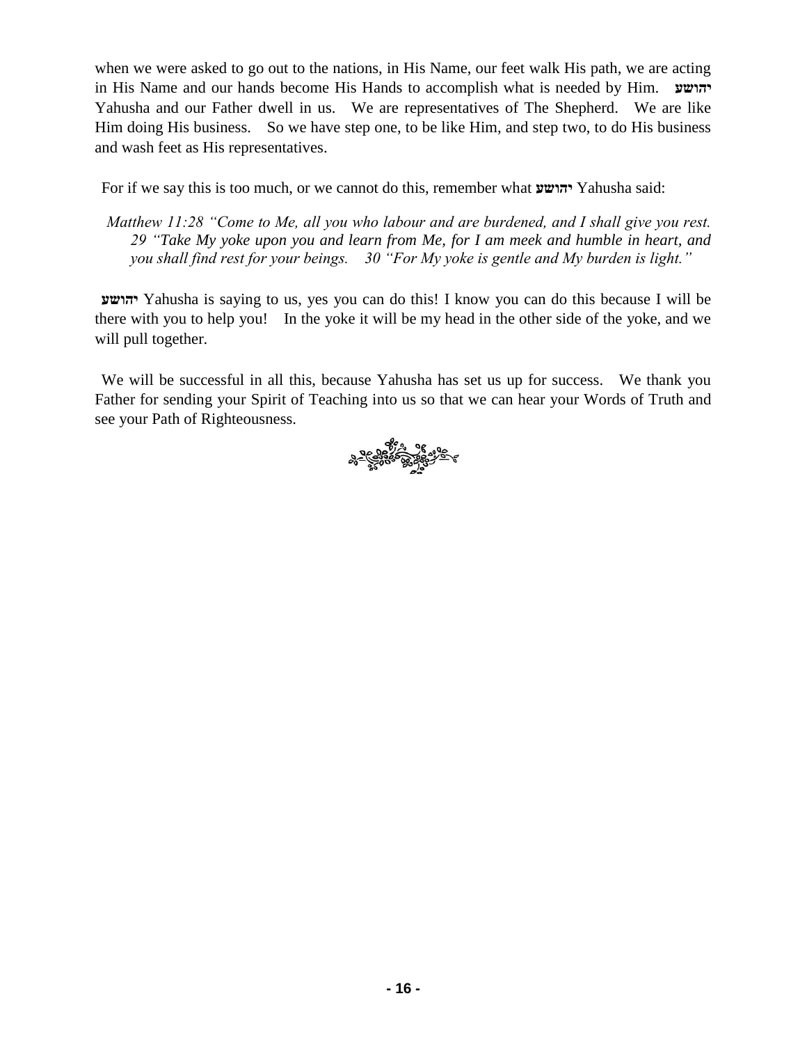when we were asked to go out to the nations, in His Name, our feet walk His path, we are acting in His Name and our hands become His Hands to accomplish what is needed by Him. **יהושע** Yahusha and our Father dwell in us. We are representatives of The Shepherd. We are like Him doing His business. So we have step one, to be like Him, and step two, to do His business and wash feet as His representatives.

For if we say this is too much, or we cannot do this, remember what **יהושע** Yahusha said:

> *Matthew 11:28 "Come to Me, all you who labour and are burdened, and I shall give you rest. 29 "Take My yoke upon you and learn from Me, for I am meek and humble in heart, and you shall find rest for your beings. 30 "For My yoke is gentle and My burden is light."*

**יהושע** Yahusha is saying to us, yes you can do this! I know you can do this because I will be there with you to help you! In the yoke it will be my head in the other side of the yoke, and we will pull together.

We will be successful in all this, because Yahusha has set us up for success. We thank you Father for sending your Spirit of Teaching into us so that we can hear your Words of Truth and see your Path of Righteousness.